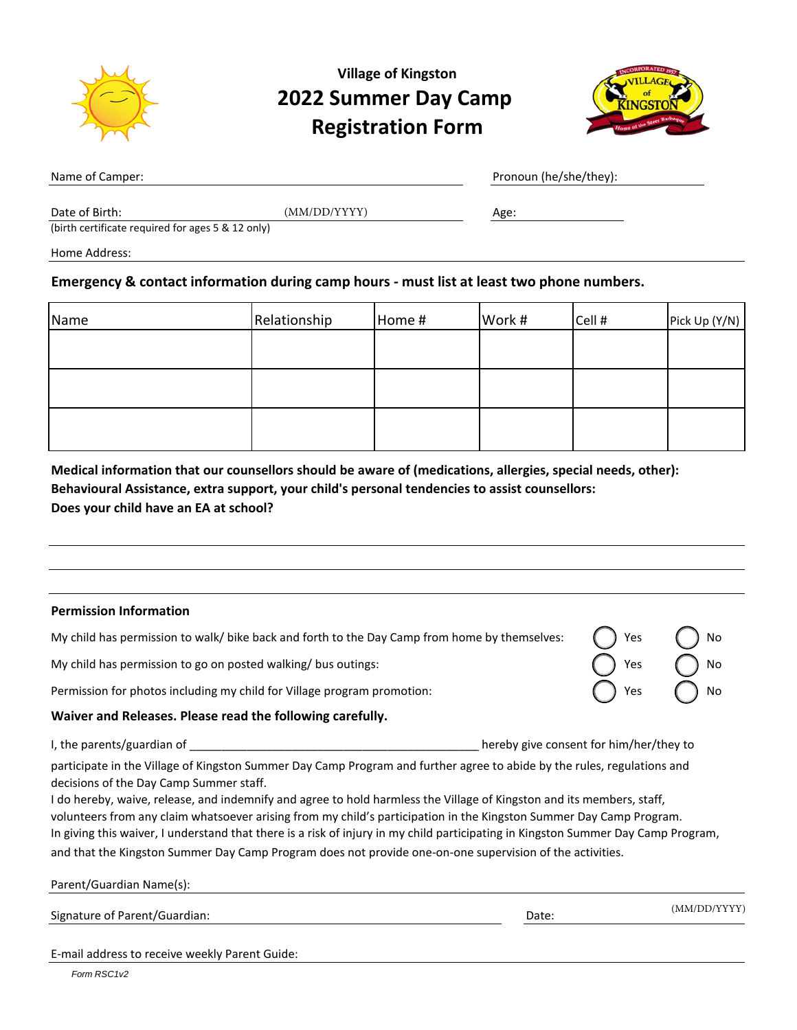# Village of Kingston

## 2022 Summer Day Camp Registration Form

Name of Camper: ____________________ Pronoun (he/she/they): ____________

Date of Birth: (MM/DD/YYYY) ____________ Age: ____________

(birth certificate required for ages 5 & 12 only)

Home Address: ________________________________________

**Emergency & contact information during camp hours - must list at least two phone numbers.**

| Name | Relationship | Home # | Work # | Cell # | Pick Up (Y/N) |
|---|---|---|---|---|---|
| | | | | | |
| | | | | | |
| | | | | | |

**Medical information that our counsellors should be aware of (medications, allergies, special needs, other):**
**Behavioural Assistance, extra support, your child's personal tendencies to assist counsellors:**
**Does your child have an EA at school?**

________________________________________

________________________________________

________________________________________

**Permission Information**

My child has permission to walk/ bike back and forth to the Day Camp from home by themselves: ◯ Yes ◯ No

My child has permission to go on posted walking/ bus outings: ◯ Yes ◯ No

Permission for photos including my child for Village program promotion: ◯ Yes ◯ No

**Waiver and Releases. Please read the following carefully.**

I, the parents/guardian of ____________________________________________ hereby give consent for him/her/they to participate in the Village of Kingston Summer Day Camp Program and further agree to abide by the rules, regulations and decisions of the Day Camp Summer staff.
I do hereby, waive, release, and indemnify and agree to hold harmless the Village of Kingston and its members, staff, volunteers from any claim whatsoever arising from my child's participation in the Kingston Summer Day Camp Program.
In giving this waiver, I understand that there is a risk of injury in my child participating in Kingston Summer Day Camp Program, and that the Kingston Summer Day Camp Program does not provide one-on-one supervision of the activities.

Parent/Guardian Name(s): ________________________________________

Signature of Parent/Guardian: ____________________ Date: (MM/DD/YYYY) ____________

E-mail address to receive weekly Parent Guide: ________________________________________

*Form RSC1v2*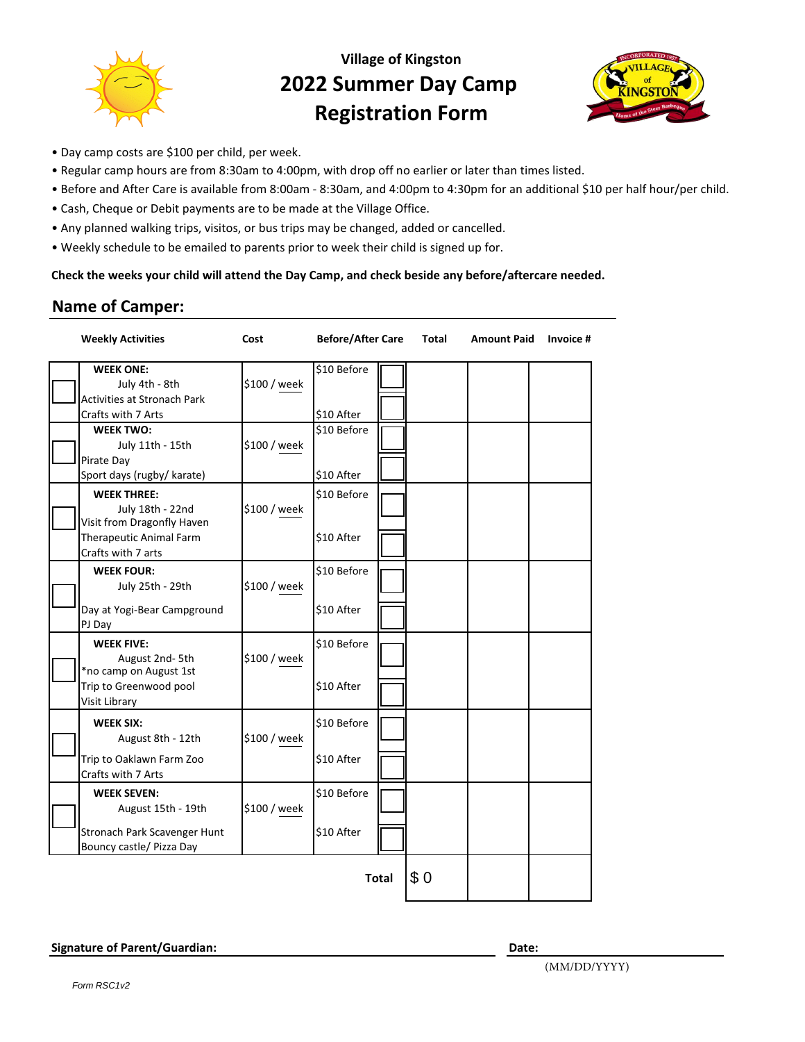Village of Kingston

# 2022 Summer Day Camp Registration Form

- Day camp costs are $100 per child, per week.
- Regular camp hours are from 8:30am to 4:00pm, with drop off no earlier or later than times listed.
- Before and After Care is available from 8:00am - 8:30am, and 4:00pm to 4:30pm for an additional $10 per half hour/per child.
- Cash, Cheque or Debit payments are to be made at the Village Office.
- Any planned walking trips, visitos, or bus trips may be changed, added or cancelled.
- Weekly schedule to be emailed to parents prior to week their child is signed up for.

**Check the weeks your child will attend the Day Camp, and check beside any before/aftercare needed.**

## Name of Camper:

| | Weekly Activities | Cost | Before/After Care | | Total | Amount Paid | Invoice # |
|---|---|---|---|---|---|---|---|
| ☐ | **WEEK ONE:** July 4th - 8th Activities at Stronach Park Crafts with 7 Arts | $100 / week | $10 Before | ☐ | | | |
| | | | $10 After | ☐ | | | |
| ☐ | **WEEK TWO:** July 11th - 15th Pirate Day Sport days (rugby/ karate) | $100 / week | $10 Before | ☐ | | | |
| | | | $10 After | ☐ | | | |
| ☐ | **WEEK THREE:** July 18th - 22nd Visit from Dragonfly Haven Therapeutic Animal Farm Crafts with 7 arts | $100 / week | $10 Before | ☐ | | | |
| | | | $10 After | ☐ | | | |
| ☐ | **WEEK FOUR:** July 25th - 29th Day at Yogi-Bear Campground PJ Day | $100 / week | $10 Before | ☐ | | | |
| | | | $10 After | ☐ | | | |
| ☐ | **WEEK FIVE:** August 2nd- 5th *no camp on August 1st Trip to Greenwood pool Visit Library | $100 / week | $10 Before | ☐ | | | |
| | | | $10 After | ☐ | | | |
| ☐ | **WEEK SIX:** August 8th - 12th Trip to Oaklawn Farm Zoo Crafts with 7 Arts | $100 / week | $10 Before | ☐ | | | |
| | | | $10 After | ☐ | | | |
| ☐ | **WEEK SEVEN:** August 15th - 19th Stronach Park Scavenger Hunt Bouncy castle/ Pizza Day | $100 / week | $10 Before | ☐ | | | |
| | | | $10 After | ☐ | | | |
| | | | **Total** | | $ 0 | | |

**Signature of Parent/Guardian:** ____________________ **Date:** ____________
(MM/DD/YYYY)

*Form RSC1v2*